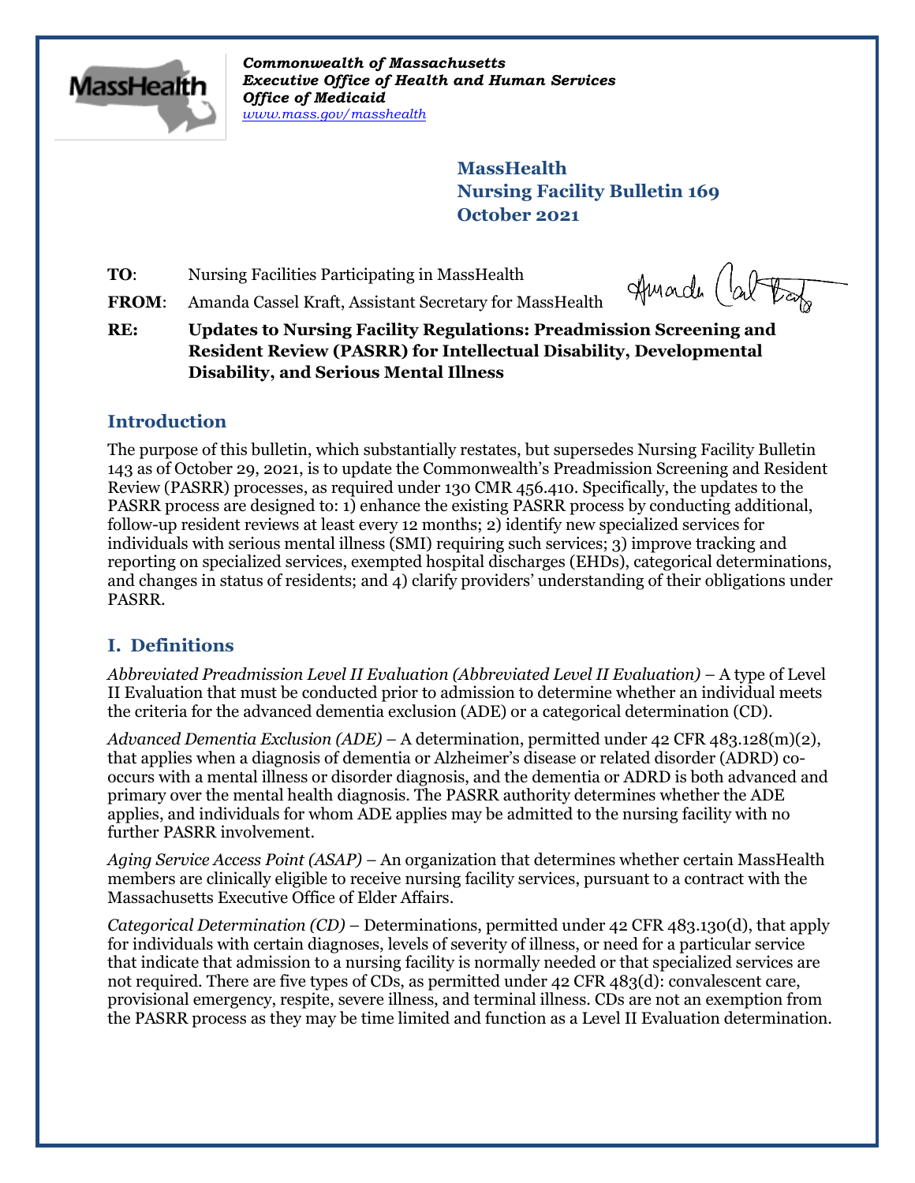*Commonwealth of Massachusetts*
*Executive Office of Health and Human Services*
*Office of Medicaid*
*www.mass.gov/masshealth*

**MassHealth**
**Nursing Facility Bulletin 169**
**October 2021**

**TO**: Nursing Facilities Participating in MassHealth

**FROM**: Amanda Cassel Kraft, Assistant Secretary for MassHealth

**RE: Updates to Nursing Facility Regulations: Preadmission Screening and Resident Review (PASRR) for Intellectual Disability, Developmental Disability, and Serious Mental Illness**

## Introduction

The purpose of this bulletin, which substantially restates, but supersedes Nursing Facility Bulletin 143 as of October 29, 2021, is to update the Commonwealth's Preadmission Screening and Resident Review (PASRR) processes, as required under 130 CMR 456.410. Specifically, the updates to the PASRR process are designed to: 1) enhance the existing PASRR process by conducting additional, follow-up resident reviews at least every 12 months; 2) identify new specialized services for individuals with serious mental illness (SMI) requiring such services; 3) improve tracking and reporting on specialized services, exempted hospital discharges (EHDs), categorical determinations, and changes in status of residents; and 4) clarify providers' understanding of their obligations under PASRR.

## I. Definitions

*Abbreviated Preadmission Level II Evaluation (Abbreviated Level II Evaluation)* – A type of Level II Evaluation that must be conducted prior to admission to determine whether an individual meets the criteria for the advanced dementia exclusion (ADE) or a categorical determination (CD).

*Advanced Dementia Exclusion (ADE)* – A determination, permitted under 42 CFR 483.128(m)(2), that applies when a diagnosis of dementia or Alzheimer's disease or related disorder (ADRD) co-occurs with a mental illness or disorder diagnosis, and the dementia or ADRD is both advanced and primary over the mental health diagnosis. The PASRR authority determines whether the ADE applies, and individuals for whom ADE applies may be admitted to the nursing facility with no further PASRR involvement.

*Aging Service Access Point (ASAP)* – An organization that determines whether certain MassHealth members are clinically eligible to receive nursing facility services, pursuant to a contract with the Massachusetts Executive Office of Elder Affairs.

*Categorical Determination (CD)* – Determinations, permitted under 42 CFR 483.130(d), that apply for individuals with certain diagnoses, levels of severity of illness, or need for a particular service that indicate that admission to a nursing facility is normally needed or that specialized services are not required. There are five types of CDs, as permitted under 42 CFR 483(d): convalescent care, provisional emergency, respite, severe illness, and terminal illness. CDs are not an exemption from the PASRR process as they may be time limited and function as a Level II Evaluation determination.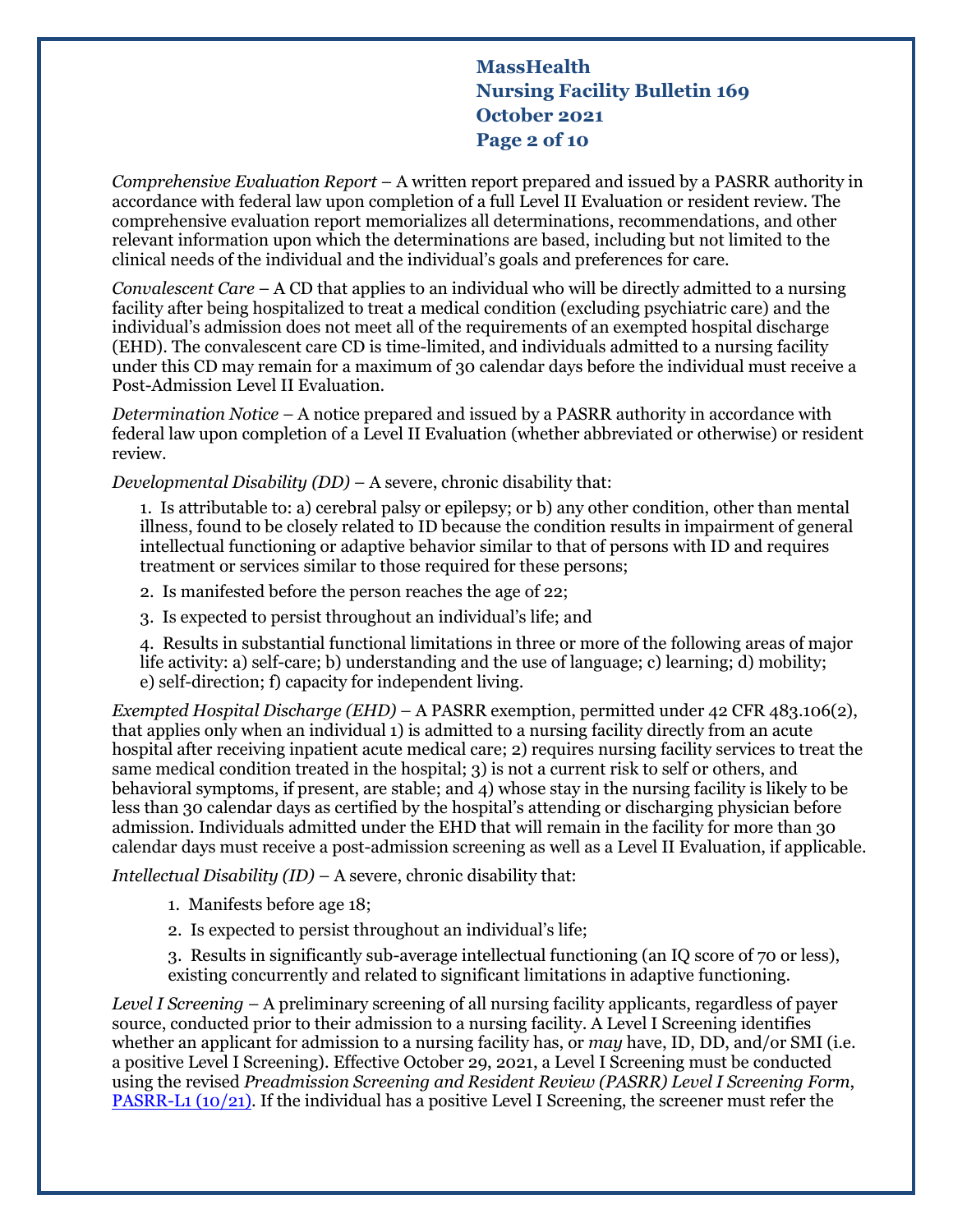*Comprehensive Evaluation Report* – A written report prepared and issued by a PASRR authority in accordance with federal law upon completion of a full Level II Evaluation or resident review. The comprehensive evaluation report memorializes all determinations, recommendations, and other relevant information upon which the determinations are based, including but not limited to the clinical needs of the individual and the individual's goals and preferences for care.

*Convalescent Care* – A CD that applies to an individual who will be directly admitted to a nursing facility after being hospitalized to treat a medical condition (excluding psychiatric care) and the individual's admission does not meet all of the requirements of an exempted hospital discharge (EHD). The convalescent care CD is time-limited, and individuals admitted to a nursing facility under this CD may remain for a maximum of 30 calendar days before the individual must receive a Post-Admission Level II Evaluation.

*Determination Notice* – A notice prepared and issued by a PASRR authority in accordance with federal law upon completion of a Level II Evaluation (whether abbreviated or otherwise) or resident review.

*Developmental Disability (DD)* – A severe, chronic disability that:

1. Is attributable to: a) cerebral palsy or epilepsy; or b) any other condition, other than mental illness, found to be closely related to ID because the condition results in impairment of general intellectual functioning or adaptive behavior similar to that of persons with ID and requires treatment or services similar to those required for these persons;
2. Is manifested before the person reaches the age of 22;
3. Is expected to persist throughout an individual's life; and
4. Results in substantial functional limitations in three or more of the following areas of major life activity: a) self-care; b) understanding and the use of language; c) learning; d) mobility; e) self-direction; f) capacity for independent living.

*Exempted Hospital Discharge (EHD)* – A PASRR exemption, permitted under 42 CFR 483.106(2), that applies only when an individual 1) is admitted to a nursing facility directly from an acute hospital after receiving inpatient acute medical care; 2) requires nursing facility services to treat the same medical condition treated in the hospital; 3) is not a current risk to self or others, and behavioral symptoms, if present, are stable; and 4) whose stay in the nursing facility is likely to be less than 30 calendar days as certified by the hospital's attending or discharging physician before admission. Individuals admitted under the EHD that will remain in the facility for more than 30 calendar days must receive a post-admission screening as well as a Level II Evaluation, if applicable.

*Intellectual Disability (ID)* – A severe, chronic disability that:

1. Manifests before age 18;
2. Is expected to persist throughout an individual's life;
3. Results in significantly sub-average intellectual functioning (an IQ score of 70 or less), existing concurrently and related to significant limitations in adaptive functioning.

*Level I Screening* – A preliminary screening of all nursing facility applicants, regardless of payer source, conducted prior to their admission to a nursing facility. A Level I Screening identifies whether an applicant for admission to a nursing facility has, or *may* have, ID, DD, and/or SMI (i.e. a positive Level I Screening). Effective October 29, 2021, a Level I Screening must be conducted using the revised *Preadmission Screening and Resident Review (PASRR) Level I Screening Form*, [PASRR-L1 (10/21)](). If the individual has a positive Level I Screening, the screener must refer the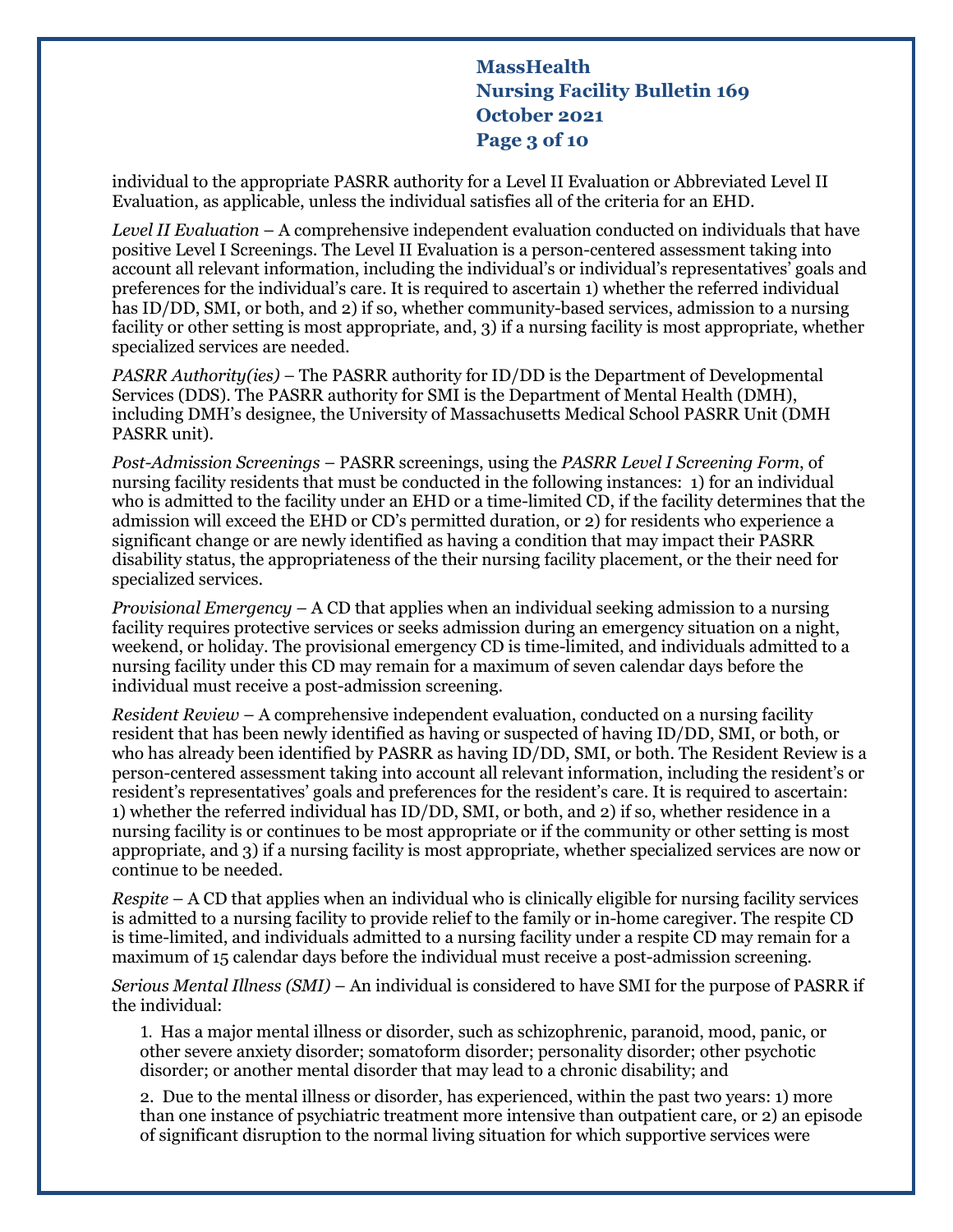individual to the appropriate PASRR authority for a Level II Evaluation or Abbreviated Level II Evaluation, as applicable, unless the individual satisfies all of the criteria for an EHD.

*Level II Evaluation* – A comprehensive independent evaluation conducted on individuals that have positive Level I Screenings. The Level II Evaluation is a person-centered assessment taking into account all relevant information, including the individual's or individual's representatives' goals and preferences for the individual's care. It is required to ascertain 1) whether the referred individual has ID/DD, SMI, or both, and 2) if so, whether community-based services, admission to a nursing facility or other setting is most appropriate, and, 3) if a nursing facility is most appropriate, whether specialized services are needed.

*PASRR Authority(ies)* – The PASRR authority for ID/DD is the Department of Developmental Services (DDS). The PASRR authority for SMI is the Department of Mental Health (DMH), including DMH's designee, the University of Massachusetts Medical School PASRR Unit (DMH PASRR unit).

*Post-Admission Screenings* – PASRR screenings, using the *PASRR Level I Screening Form*, of nursing facility residents that must be conducted in the following instances: 1) for an individual who is admitted to the facility under an EHD or a time-limited CD, if the facility determines that the admission will exceed the EHD or CD's permitted duration, or 2) for residents who experience a significant change or are newly identified as having a condition that may impact their PASRR disability status, the appropriateness of the their nursing facility placement, or the their need for specialized services.

*Provisional Emergency* – A CD that applies when an individual seeking admission to a nursing facility requires protective services or seeks admission during an emergency situation on a night, weekend, or holiday. The provisional emergency CD is time-limited, and individuals admitted to a nursing facility under this CD may remain for a maximum of seven calendar days before the individual must receive a post-admission screening.

*Resident Review* – A comprehensive independent evaluation, conducted on a nursing facility resident that has been newly identified as having or suspected of having ID/DD, SMI, or both, or who has already been identified by PASRR as having ID/DD, SMI, or both. The Resident Review is a person-centered assessment taking into account all relevant information, including the resident's or resident's representatives' goals and preferences for the resident's care. It is required to ascertain: 1) whether the referred individual has ID/DD, SMI, or both, and 2) if so, whether residence in a nursing facility is or continues to be most appropriate or if the community or other setting is most appropriate, and 3) if a nursing facility is most appropriate, whether specialized services are now or continue to be needed.

*Respite* – A CD that applies when an individual who is clinically eligible for nursing facility services is admitted to a nursing facility to provide relief to the family or in-home caregiver. The respite CD is time-limited, and individuals admitted to a nursing facility under a respite CD may remain for a maximum of 15 calendar days before the individual must receive a post-admission screening.

*Serious Mental Illness (SMI)* – An individual is considered to have SMI for the purpose of PASRR if the individual:

1. Has a major mental illness or disorder, such as schizophrenic, paranoid, mood, panic, or other severe anxiety disorder; somatoform disorder; personality disorder; other psychotic disorder; or another mental disorder that may lead to a chronic disability; and

2. Due to the mental illness or disorder, has experienced, within the past two years: 1) more than one instance of psychiatric treatment more intensive than outpatient care, or 2) an episode of significant disruption to the normal living situation for which supportive services were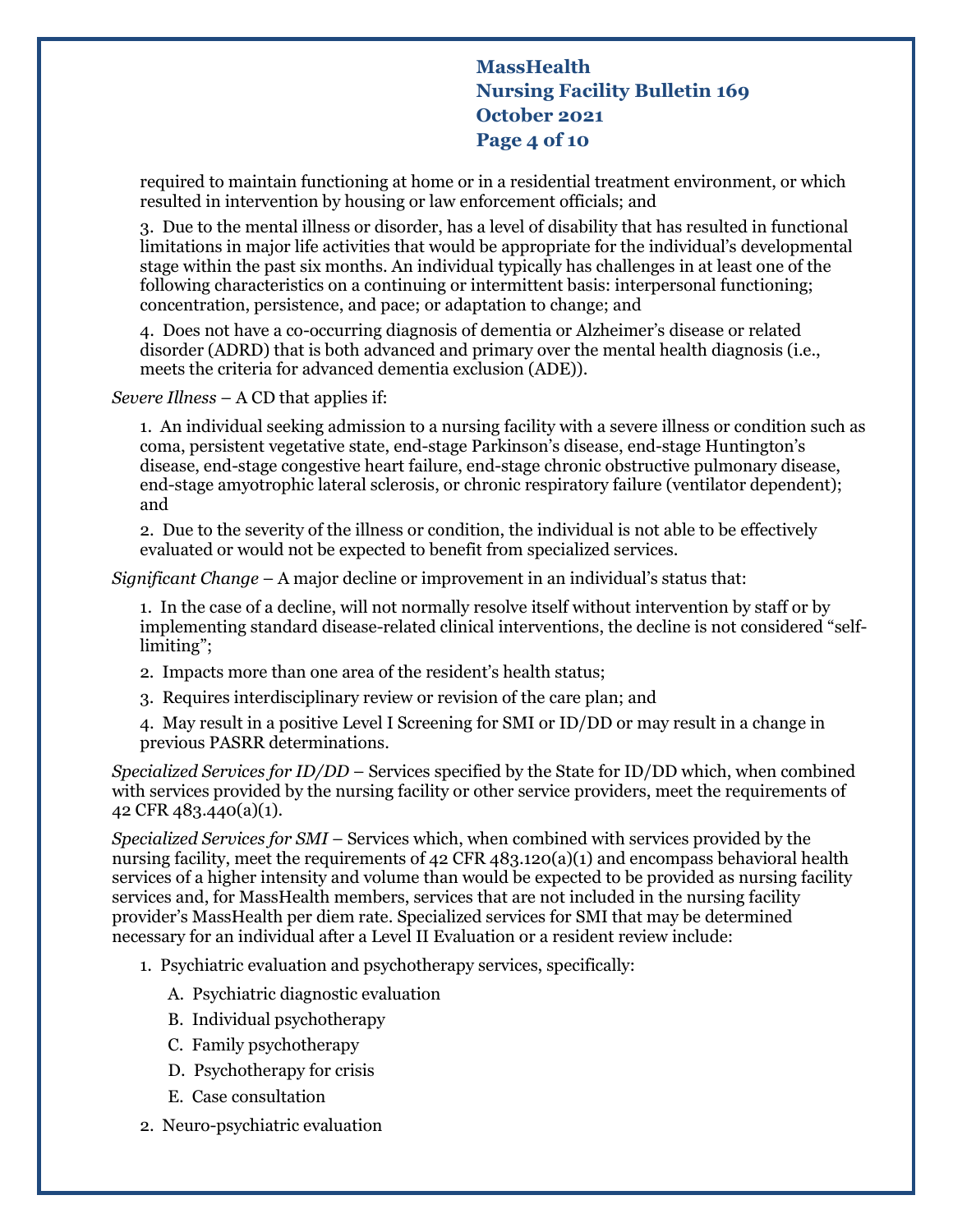required to maintain functioning at home or in a residential treatment environment, or which resulted in intervention by housing or law enforcement officials; and

3. Due to the mental illness or disorder, has a level of disability that has resulted in functional limitations in major life activities that would be appropriate for the individual's developmental stage within the past six months. An individual typically has challenges in at least one of the following characteristics on a continuing or intermittent basis: interpersonal functioning; concentration, persistence, and pace; or adaptation to change; and

4. Does not have a co-occurring diagnosis of dementia or Alzheimer's disease or related disorder (ADRD) that is both advanced and primary over the mental health diagnosis (i.e., meets the criteria for advanced dementia exclusion (ADE)).

*Severe Illness* – A CD that applies if:

1. An individual seeking admission to a nursing facility with a severe illness or condition such as coma, persistent vegetative state, end-stage Parkinson's disease, end-stage Huntington's disease, end-stage congestive heart failure, end-stage chronic obstructive pulmonary disease, end-stage amyotrophic lateral sclerosis, or chronic respiratory failure (ventilator dependent); and

2. Due to the severity of the illness or condition, the individual is not able to be effectively evaluated or would not be expected to benefit from specialized services.

*Significant Change* – A major decline or improvement in an individual's status that:

1. In the case of a decline, will not normally resolve itself without intervention by staff or by implementing standard disease-related clinical interventions, the decline is not considered "self-limiting";

2. Impacts more than one area of the resident's health status;

3. Requires interdisciplinary review or revision of the care plan; and

4. May result in a positive Level I Screening for SMI or ID/DD or may result in a change in previous PASRR determinations.

*Specialized Services for ID/DD* – Services specified by the State for ID/DD which, when combined with services provided by the nursing facility or other service providers, meet the requirements of 42 CFR 483.440(a)(1).

*Specialized Services for SMI* – Services which, when combined with services provided by the nursing facility, meet the requirements of 42 CFR 483.120(a)(1) and encompass behavioral health services of a higher intensity and volume than would be expected to be provided as nursing facility services and, for MassHealth members, services that are not included in the nursing facility provider's MassHealth per diem rate. Specialized services for SMI that may be determined necessary for an individual after a Level II Evaluation or a resident review include:

1. Psychiatric evaluation and psychotherapy services, specifically:
   - A. Psychiatric diagnostic evaluation
   - B. Individual psychotherapy
   - C. Family psychotherapy
   - D. Psychotherapy for crisis
   - E. Case consultation
2. Neuro-psychiatric evaluation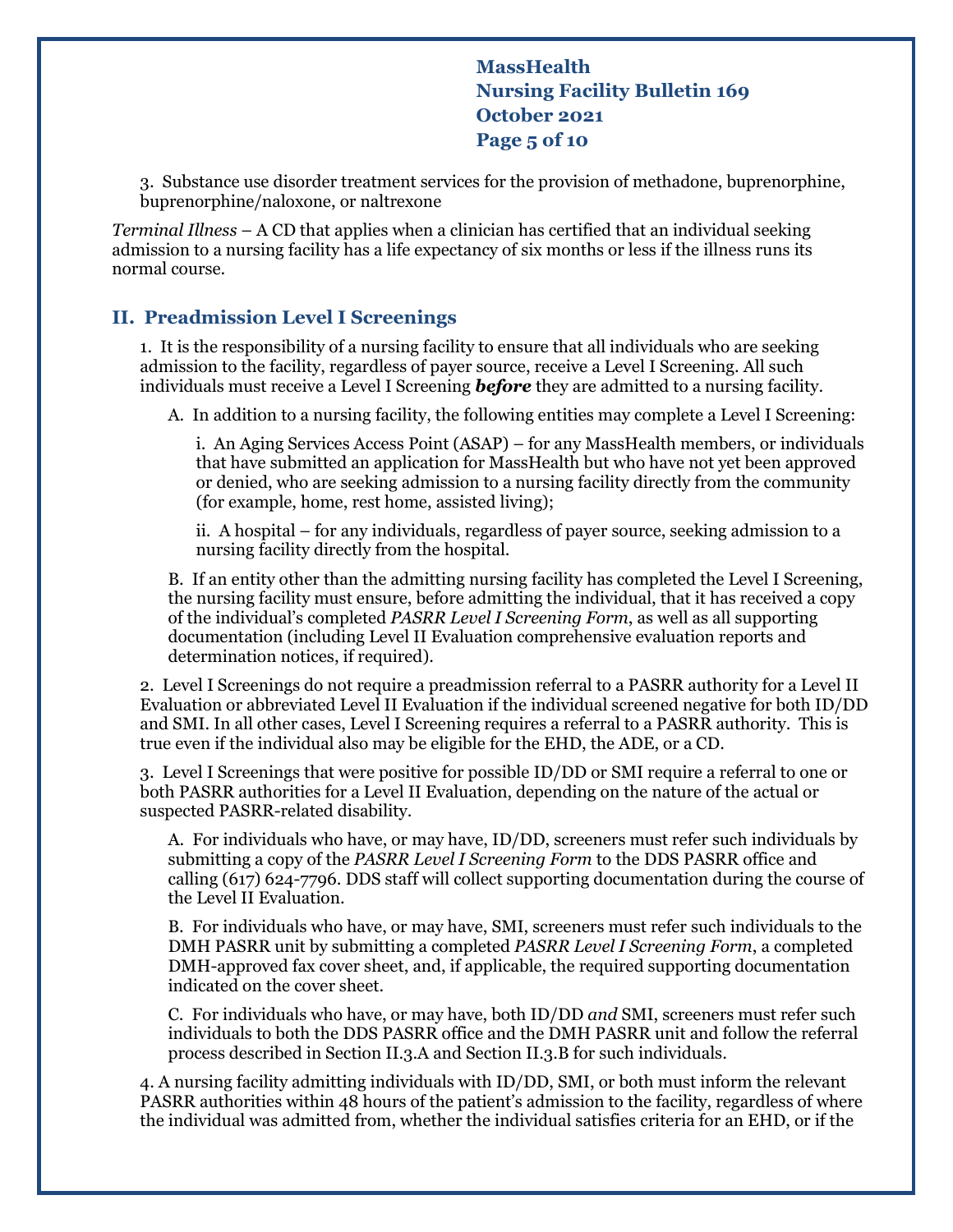3. Substance use disorder treatment services for the provision of methadone, buprenorphine, buprenorphine/naloxone, or naltrexone

*Terminal Illness* – A CD that applies when a clinician has certified that an individual seeking admission to a nursing facility has a life expectancy of six months or less if the illness runs its normal course.

## II. Preadmission Level I Screenings

1. It is the responsibility of a nursing facility to ensure that all individuals who are seeking admission to the facility, regardless of payer source, receive a Level I Screening. All such individuals must receive a Level I Screening ***before*** they are admitted to a nursing facility.

   A. In addition to a nursing facility, the following entities may complete a Level I Screening:

      i. An Aging Services Access Point (ASAP) – for any MassHealth members, or individuals that have submitted an application for MassHealth but who have not yet been approved or denied, who are seeking admission to a nursing facility directly from the community (for example, home, rest home, assisted living);

      ii. A hospital – for any individuals, regardless of payer source, seeking admission to a nursing facility directly from the hospital.

   B. If an entity other than the admitting nursing facility has completed the Level I Screening, the nursing facility must ensure, before admitting the individual, that it has received a copy of the individual's completed *PASRR Level I Screening Form*, as well as all supporting documentation (including Level II Evaluation comprehensive evaluation reports and determination notices, if required).

2. Level I Screenings do not require a preadmission referral to a PASRR authority for a Level II Evaluation or abbreviated Level II Evaluation if the individual screened negative for both ID/DD and SMI. In all other cases, Level I Screening requires a referral to a PASRR authority. This is true even if the individual also may be eligible for the EHD, the ADE, or a CD.

3. Level I Screenings that were positive for possible ID/DD or SMI require a referral to one or both PASRR authorities for a Level II Evaluation, depending on the nature of the actual or suspected PASRR-related disability.

   A. For individuals who have, or may have, ID/DD, screeners must refer such individuals by submitting a copy of the *PASRR Level I Screening Form* to the DDS PASRR office and calling (617) 624-7796. DDS staff will collect supporting documentation during the course of the Level II Evaluation.

   B. For individuals who have, or may have, SMI, screeners must refer such individuals to the DMH PASRR unit by submitting a completed *PASRR Level I Screening Form*, a completed DMH-approved fax cover sheet, and, if applicable, the required supporting documentation indicated on the cover sheet.

   C. For individuals who have, or may have, both ID/DD *and* SMI, screeners must refer such individuals to both the DDS PASRR office and the DMH PASRR unit and follow the referral process described in Section II.3.A and Section II.3.B for such individuals.

4. A nursing facility admitting individuals with ID/DD, SMI, or both must inform the relevant PASRR authorities within 48 hours of the patient's admission to the facility, regardless of where the individual was admitted from, whether the individual satisfies criteria for an EHD, or if the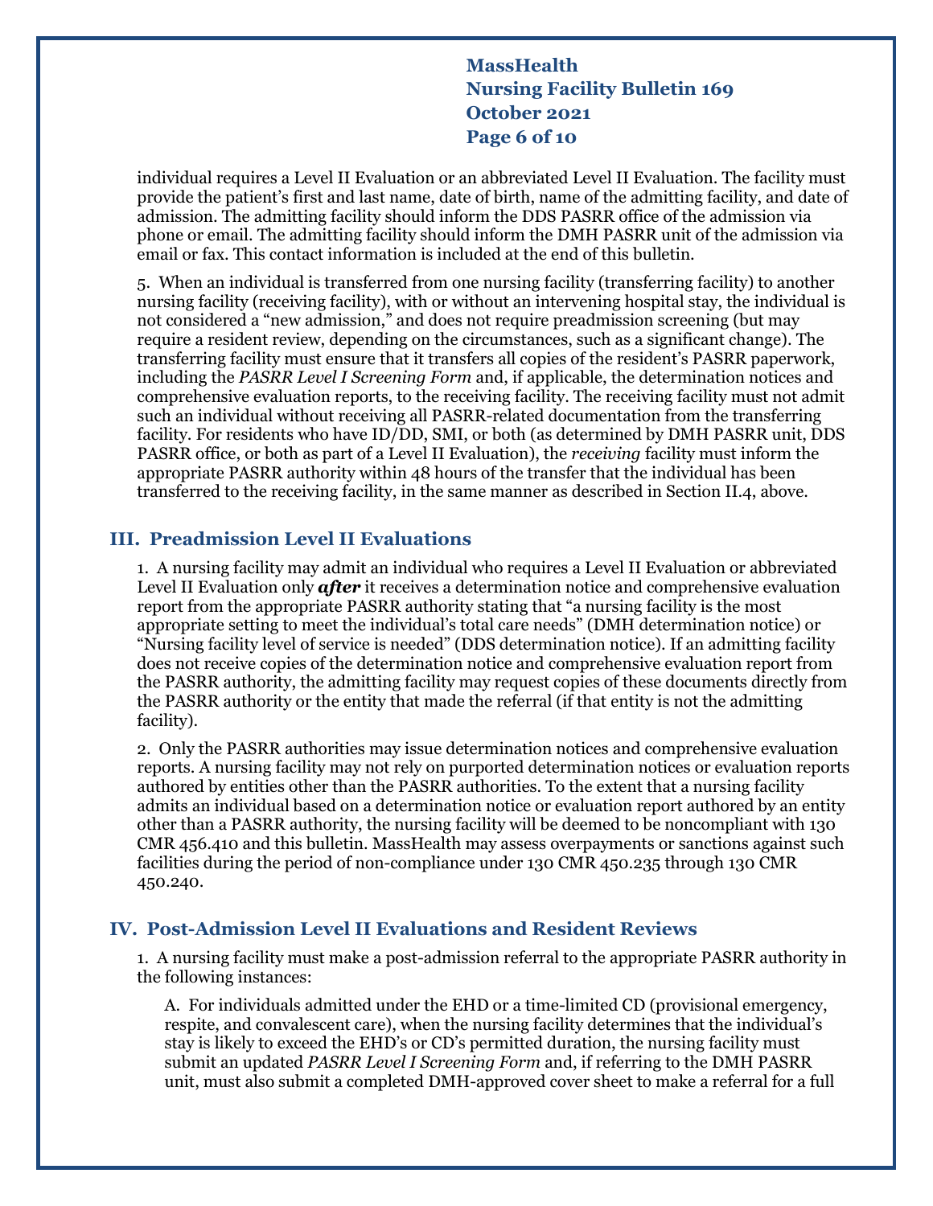individual requires a Level II Evaluation or an abbreviated Level II Evaluation. The facility must provide the patient's first and last name, date of birth, name of the admitting facility, and date of admission. The admitting facility should inform the DDS PASRR office of the admission via phone or email. The admitting facility should inform the DMH PASRR unit of the admission via email or fax. This contact information is included at the end of this bulletin.

5. When an individual is transferred from one nursing facility (transferring facility) to another nursing facility (receiving facility), with or without an intervening hospital stay, the individual is not considered a "new admission," and does not require preadmission screening (but may require a resident review, depending on the circumstances, such as a significant change). The transferring facility must ensure that it transfers all copies of the resident's PASRR paperwork, including the *PASRR Level I Screening Form* and, if applicable, the determination notices and comprehensive evaluation reports, to the receiving facility. The receiving facility must not admit such an individual without receiving all PASRR-related documentation from the transferring facility. For residents who have ID/DD, SMI, or both (as determined by DMH PASRR unit, DDS PASRR office, or both as part of a Level II Evaluation), the *receiving* facility must inform the appropriate PASRR authority within 48 hours of the transfer that the individual has been transferred to the receiving facility, in the same manner as described in Section II.4, above.

## III. Preadmission Level II Evaluations

1. A nursing facility may admit an individual who requires a Level II Evaluation or abbreviated Level II Evaluation only ***after*** it receives a determination notice and comprehensive evaluation report from the appropriate PASRR authority stating that "a nursing facility is the most appropriate setting to meet the individual's total care needs" (DMH determination notice) or "Nursing facility level of service is needed" (DDS determination notice). If an admitting facility does not receive copies of the determination notice and comprehensive evaluation report from the PASRR authority, the admitting facility may request copies of these documents directly from the PASRR authority or the entity that made the referral (if that entity is not the admitting facility).

2. Only the PASRR authorities may issue determination notices and comprehensive evaluation reports. A nursing facility may not rely on purported determination notices or evaluation reports authored by entities other than the PASRR authorities. To the extent that a nursing facility admits an individual based on a determination notice or evaluation report authored by an entity other than a PASRR authority, the nursing facility will be deemed to be noncompliant with 130 CMR 456.410 and this bulletin. MassHealth may assess overpayments or sanctions against such facilities during the period of non-compliance under 130 CMR 450.235 through 130 CMR 450.240.

## IV. Post-Admission Level II Evaluations and Resident Reviews

1. A nursing facility must make a post-admission referral to the appropriate PASRR authority in the following instances:

A. For individuals admitted under the EHD or a time-limited CD (provisional emergency, respite, and convalescent care), when the nursing facility determines that the individual's stay is likely to exceed the EHD's or CD's permitted duration, the nursing facility must submit an updated *PASRR Level I Screening Form* and, if referring to the DMH PASRR unit, must also submit a completed DMH-approved cover sheet to make a referral for a full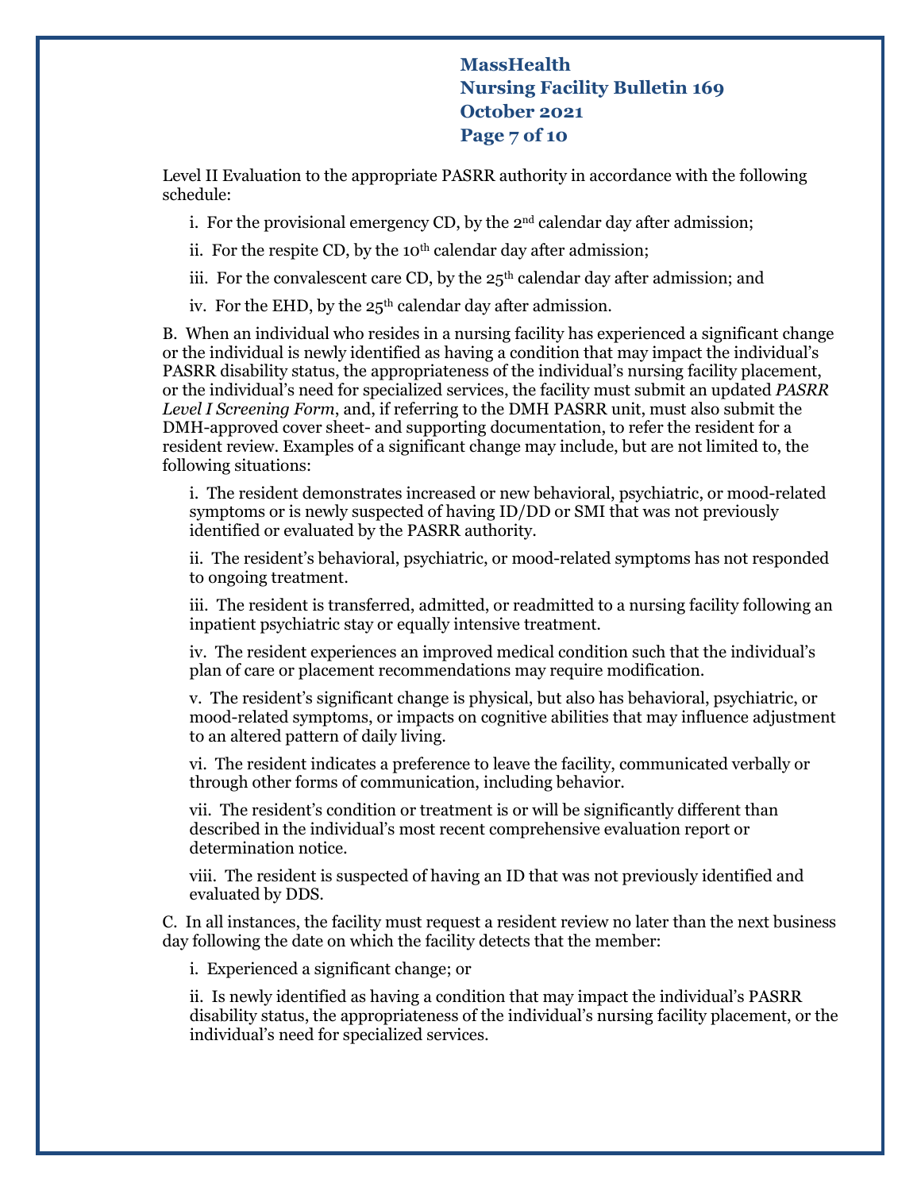Level II Evaluation to the appropriate PASRR authority in accordance with the following schedule:

i. For the provisional emergency CD, by the 2nd calendar day after admission;

ii. For the respite CD, by the 10th calendar day after admission;

iii. For the convalescent care CD, by the 25th calendar day after admission; and

iv. For the EHD, by the 25th calendar day after admission.

B. When an individual who resides in a nursing facility has experienced a significant change or the individual is newly identified as having a condition that may impact the individual's PASRR disability status, the appropriateness of the individual's nursing facility placement, or the individual's need for specialized services, the facility must submit an updated *PASRR Level I Screening Form*, and, if referring to the DMH PASRR unit, must also submit the DMH-approved cover sheet- and supporting documentation, to refer the resident for a resident review. Examples of a significant change may include, but are not limited to, the following situations:

i. The resident demonstrates increased or new behavioral, psychiatric, or mood-related symptoms or is newly suspected of having ID/DD or SMI that was not previously identified or evaluated by the PASRR authority.

ii. The resident's behavioral, psychiatric, or mood-related symptoms has not responded to ongoing treatment.

iii. The resident is transferred, admitted, or readmitted to a nursing facility following an inpatient psychiatric stay or equally intensive treatment.

iv. The resident experiences an improved medical condition such that the individual's plan of care or placement recommendations may require modification.

v. The resident's significant change is physical, but also has behavioral, psychiatric, or mood-related symptoms, or impacts on cognitive abilities that may influence adjustment to an altered pattern of daily living.

vi. The resident indicates a preference to leave the facility, communicated verbally or through other forms of communication, including behavior.

vii. The resident's condition or treatment is or will be significantly different than described in the individual's most recent comprehensive evaluation report or determination notice.

viii. The resident is suspected of having an ID that was not previously identified and evaluated by DDS.

C. In all instances, the facility must request a resident review no later than the next business day following the date on which the facility detects that the member:

i. Experienced a significant change; or

ii. Is newly identified as having a condition that may impact the individual's PASRR disability status, the appropriateness of the individual's nursing facility placement, or the individual's need for specialized services.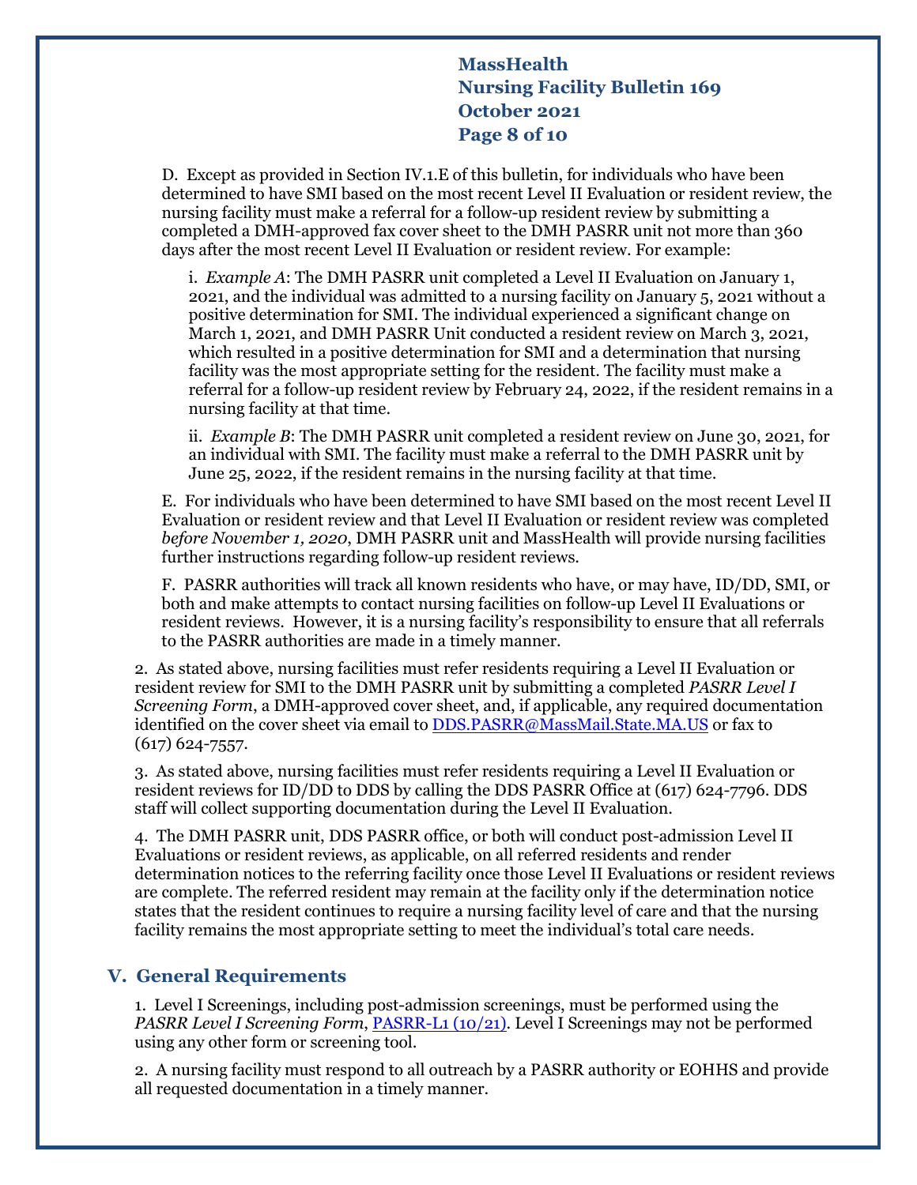D. Except as provided in Section IV.1.E of this bulletin, for individuals who have been determined to have SMI based on the most recent Level II Evaluation or resident review, the nursing facility must make a referral for a follow-up resident review by submitting a completed a DMH-approved fax cover sheet to the DMH PASRR unit not more than 360 days after the most recent Level II Evaluation or resident review. For example:

i. *Example A*: The DMH PASRR unit completed a Level II Evaluation on January 1, 2021, and the individual was admitted to a nursing facility on January 5, 2021 without a positive determination for SMI. The individual experienced a significant change on March 1, 2021, and DMH PASRR Unit conducted a resident review on March 3, 2021, which resulted in a positive determination for SMI and a determination that nursing facility was the most appropriate setting for the resident. The facility must make a referral for a follow-up resident review by February 24, 2022, if the resident remains in a nursing facility at that time.

ii. *Example B*: The DMH PASRR unit completed a resident review on June 30, 2021, for an individual with SMI. The facility must make a referral to the DMH PASRR unit by June 25, 2022, if the resident remains in the nursing facility at that time.

E. For individuals who have been determined to have SMI based on the most recent Level II Evaluation or resident review and that Level II Evaluation or resident review was completed *before November 1, 2020*, DMH PASRR unit and MassHealth will provide nursing facilities further instructions regarding follow-up resident reviews.

F. PASRR authorities will track all known residents who have, or may have, ID/DD, SMI, or both and make attempts to contact nursing facilities on follow-up Level II Evaluations or resident reviews. However, it is a nursing facility's responsibility to ensure that all referrals to the PASRR authorities are made in a timely manner.

2. As stated above, nursing facilities must refer residents requiring a Level II Evaluation or resident review for SMI to the DMH PASRR unit by submitting a completed *PASRR Level I Screening Form*, a DMH-approved cover sheet, and, if applicable, any required documentation identified on the cover sheet via email to DDS.PASRR@MassMail.State.MA.US or fax to (617) 624-7557.

3. As stated above, nursing facilities must refer residents requiring a Level II Evaluation or resident reviews for ID/DD to DDS by calling the DDS PASRR Office at (617) 624-7796. DDS staff will collect supporting documentation during the Level II Evaluation.

4. The DMH PASRR unit, DDS PASRR office, or both will conduct post-admission Level II Evaluations or resident reviews, as applicable, on all referred residents and render determination notices to the referring facility once those Level II Evaluations or resident reviews are complete. The referred resident may remain at the facility only if the determination notice states that the resident continues to require a nursing facility level of care and that the nursing facility remains the most appropriate setting to meet the individual's total care needs.

## V. General Requirements

1. Level I Screenings, including post-admission screenings, must be performed using the *PASRR Level I Screening Form*, PASRR-L1 (10/21). Level I Screenings may not be performed using any other form or screening tool.

2. A nursing facility must respond to all outreach by a PASRR authority or EOHHS and provide all requested documentation in a timely manner.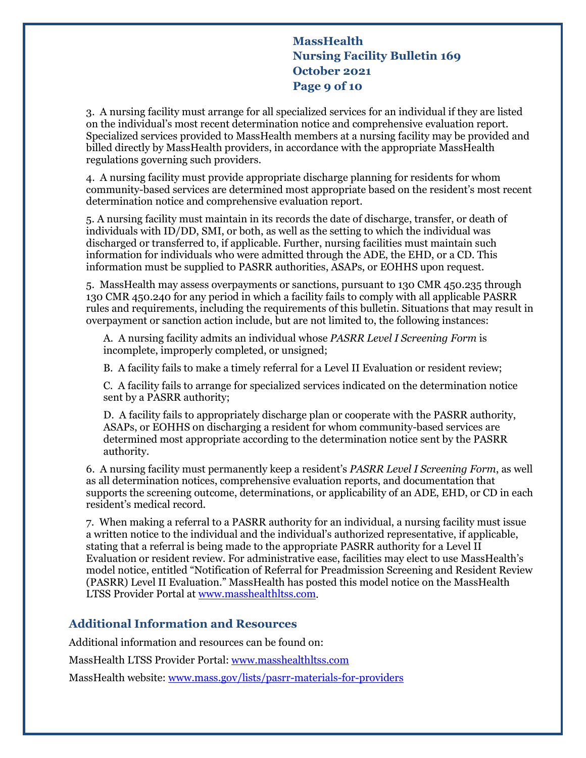3. A nursing facility must arrange for all specialized services for an individual if they are listed on the individual's most recent determination notice and comprehensive evaluation report. Specialized services provided to MassHealth members at a nursing facility may be provided and billed directly by MassHealth providers, in accordance with the appropriate MassHealth regulations governing such providers.

4. A nursing facility must provide appropriate discharge planning for residents for whom community-based services are determined most appropriate based on the resident's most recent determination notice and comprehensive evaluation report.

5. A nursing facility must maintain in its records the date of discharge, transfer, or death of individuals with ID/DD, SMI, or both, as well as the setting to which the individual was discharged or transferred to, if applicable. Further, nursing facilities must maintain such information for individuals who were admitted through the ADE, the EHD, or a CD. This information must be supplied to PASRR authorities, ASAPs, or EOHHS upon request.

5. MassHealth may assess overpayments or sanctions, pursuant to 130 CMR 450.235 through 130 CMR 450.240 for any period in which a facility fails to comply with all applicable PASRR rules and requirements, including the requirements of this bulletin. Situations that may result in overpayment or sanction action include, but are not limited to, the following instances:

A. A nursing facility admits an individual whose *PASRR Level I Screening Form* is incomplete, improperly completed, or unsigned;

B. A facility fails to make a timely referral for a Level II Evaluation or resident review;

C. A facility fails to arrange for specialized services indicated on the determination notice sent by a PASRR authority;

D. A facility fails to appropriately discharge plan or cooperate with the PASRR authority, ASAPs, or EOHHS on discharging a resident for whom community-based services are determined most appropriate according to the determination notice sent by the PASRR authority.

6. A nursing facility must permanently keep a resident's *PASRR Level I Screening Form*, as well as all determination notices, comprehensive evaluation reports, and documentation that supports the screening outcome, determinations, or applicability of an ADE, EHD, or CD in each resident's medical record.

7. When making a referral to a PASRR authority for an individual, a nursing facility must issue a written notice to the individual and the individual's authorized representative, if applicable, stating that a referral is being made to the appropriate PASRR authority for a Level II Evaluation or resident review. For administrative ease, facilities may elect to use MassHealth's model notice, entitled "Notification of Referral for Preadmission Screening and Resident Review (PASRR) Level II Evaluation." MassHealth has posted this model notice on the MassHealth LTSS Provider Portal at www.masshealthltss.com.

## Additional Information and Resources

Additional information and resources can be found on:

MassHealth LTSS Provider Portal: www.masshealthltss.com

MassHealth website: www.mass.gov/lists/pasrr-materials-for-providers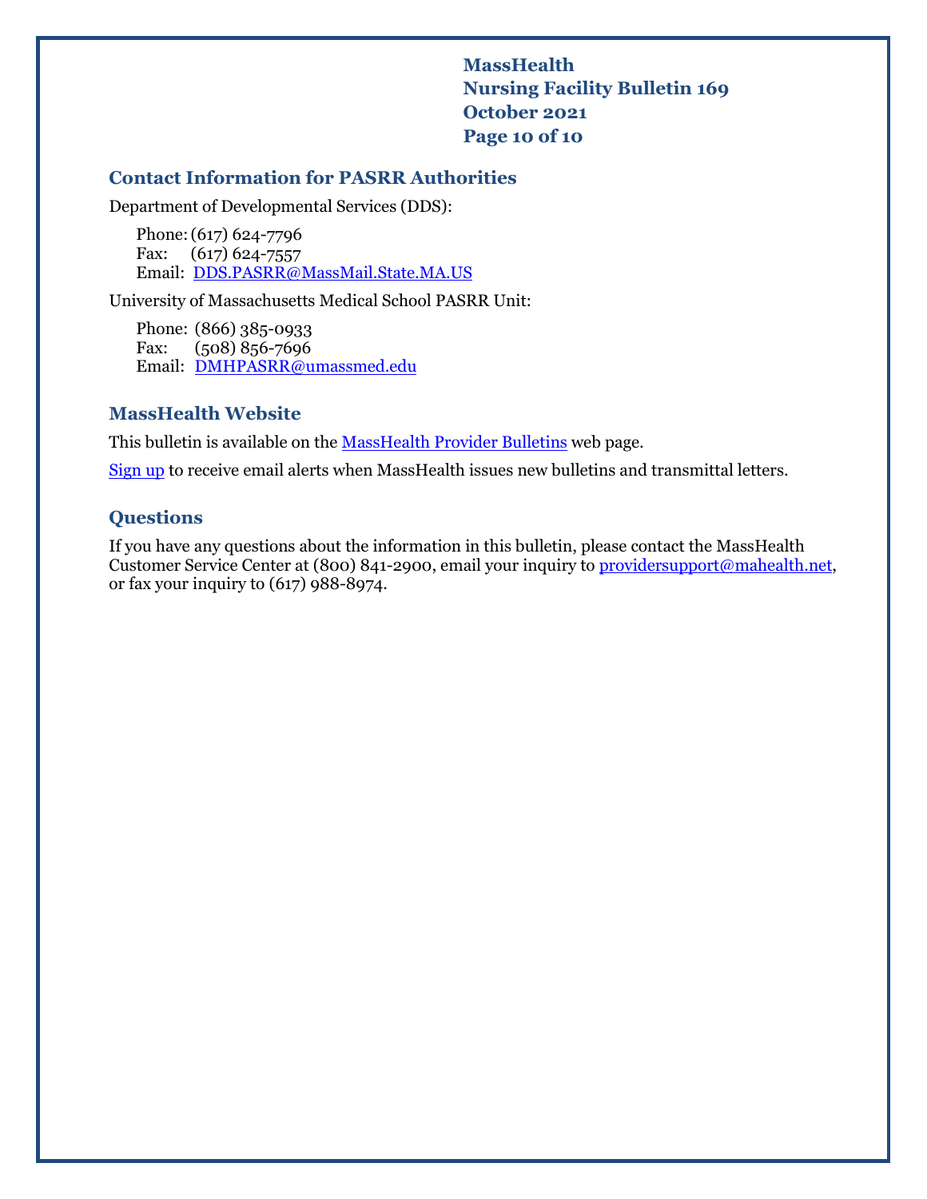## Contact Information for PASRR Authorities

Department of Developmental Services (DDS):

Phone: (617) 624-7796
Fax: (617) 624-7557
Email: DDS.PASRR@MassMail.State.MA.US

University of Massachusetts Medical School PASRR Unit:

Phone: (866) 385-0933
Fax: (508) 856-7696
Email: DMHPASRR@umassmed.edu

## MassHealth Website

This bulletin is available on the MassHealth Provider Bulletins web page.

Sign up to receive email alerts when MassHealth issues new bulletins and transmittal letters.

## Questions

If you have any questions about the information in this bulletin, please contact the MassHealth Customer Service Center at (800) 841-2900, email your inquiry to providersupport@mahealth.net, or fax your inquiry to (617) 988-8974.